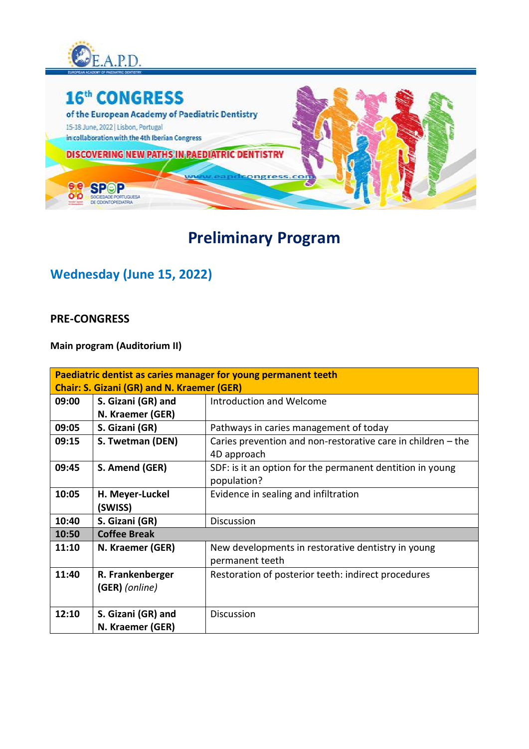E.A.P.D.

EUROPEAN ACADEMY OF PAEDIATRIC DENTISTRY

# 16th CONGRESS

of the European Academy of Paediatric Dentistry

15-18 June, 2022 | Lisbon, Portugal

in collaboration with the 4th Iberian Congress

DISCOVERING NEW PATHS IN PAEDIATRIC DENTISTRY

www.eapdcongress.com

SPOP SOCIEDADE PORTUGUESA DE ODONTOPEDIATRIA

# Preliminary Program

## Wednesday (June 15, 2022)

### PRE-CONGRESS

**Main program (Auditorium II)**

| **Paediatric dentist as caries manager for young permanent teeth**<br>**Chair: S. Gizani (GR) and N. Kraemer (GER)** | | |
|---|---|---|
| **09:00** | **S. Gizani (GR) and N. Kraemer (GER)** | Introduction and Welcome |
| **09:05** | **S. Gizani (GR)** | Pathways in caries management of today |
| **09:15** | **S. Twetman (DEN)** | Caries prevention and non-restorative care in children – the 4D approach |
| **09:45** | **S. Amend (GER)** | SDF: is it an option for the permanent dentition in young population? |
| **10:05** | **H. Meyer-Luckel (SWISS)** | Evidence in sealing and infiltration |
| **10:40** | **S. Gizani (GR)** | Discussion |
| **10:50** | **Coffee Break** | |
| **11:10** | **N. Kraemer (GER)** | New developments in restorative dentistry in young permanent teeth |
| **11:40** | **R. Frankenberger (GER)** *(online)* | Restoration of posterior teeth: indirect procedures |
| **12:10** | **S. Gizani (GR) and N. Kraemer (GER)** | Discussion |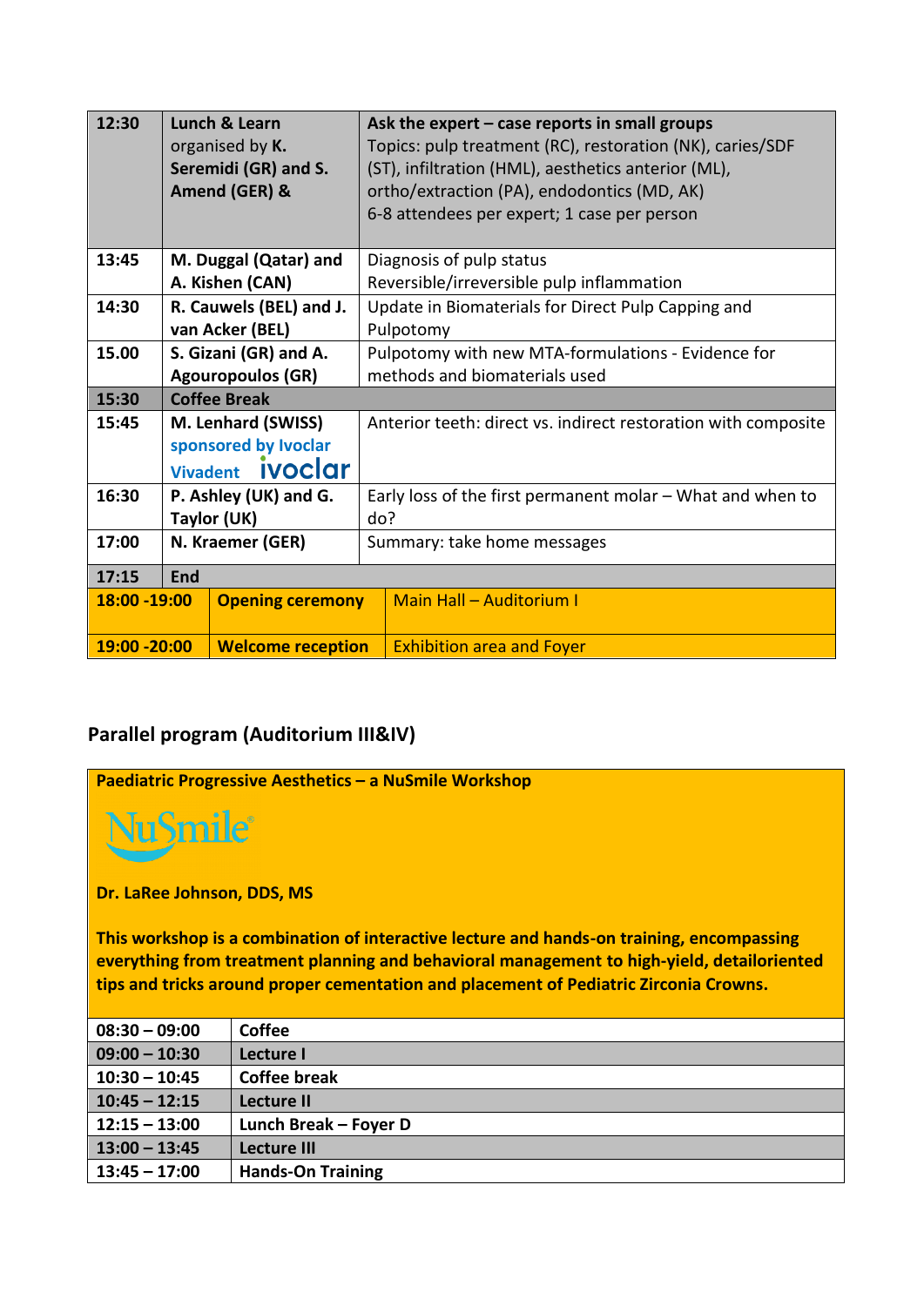| 12:30 | **Lunch & Learn** organised by **K. Seremidi (GR) and S. Amend (GER) &** | **Ask the expert – case reports in small groups** Topics: pulp treatment (RC), restoration (NK), caries/SDF (ST), infiltration (HML), aesthetics anterior (ML), ortho/extraction (PA), endodontics (MD, AK) 6-8 attendees per expert; 1 case per person |
|---|---|---|
| 13:45 | **M. Duggal (Qatar) and A. Kishen (CAN)** | Diagnosis of pulp status Reversible/irreversible pulp inflammation |
| 14:30 | **R. Cauwels (BEL) and J. van Acker (BEL)** | Update in Biomaterials for Direct Pulp Capping and Pulpotomy |
| 15.00 | **S. Gizani (GR) and A. Agouropoulos (GR)** | Pulpotomy with new MTA-formulations - Evidence for methods and biomaterials used |
| **15:30** | **Coffee Break** | |
| 15:45 | **M. Lenhard (SWISS)** sponsored by Ivoclar Vivadent ivoclar | Anterior teeth: direct vs. indirect restoration with composite |
| 16:30 | **P. Ashley (UK) and G. Taylor (UK)** | Early loss of the first permanent molar – What and when to do? |
| 17:00 | **N. Kraemer (GER)** | Summary: take home messages |
| **17:15** | **End** | |
| **18:00 -19:00** | **Opening ceremony** | Main Hall – Auditorium I |
| **19:00 -20:00** | **Welcome reception** | Exhibition area and Foyer |

## Parallel program (Auditorium III&IV)

**Paediatric Progressive Aesthetics – a NuSmile Workshop**

NuSmile

**Dr. LaRee Johnson, DDS, MS**

**This workshop is a combination of interactive lecture and hands-on training, encompassing everything from treatment planning and behavioral management to high-yield, detailoriented tips and tricks around proper cementation and placement of Pediatric Zirconia Crowns.**

| Time | Session |
|---|---|
| **08:30 – 09:00** | **Coffee** |
| **09:00 – 10:30** | **Lecture I** |
| **10:30 – 10:45** | **Coffee break** |
| **10:45 – 12:15** | **Lecture II** |
| **12:15 – 13:00** | **Lunch Break – Foyer D** |
| **13:00 – 13:45** | **Lecture III** |
| **13:45 – 17:00** | **Hands-On Training** |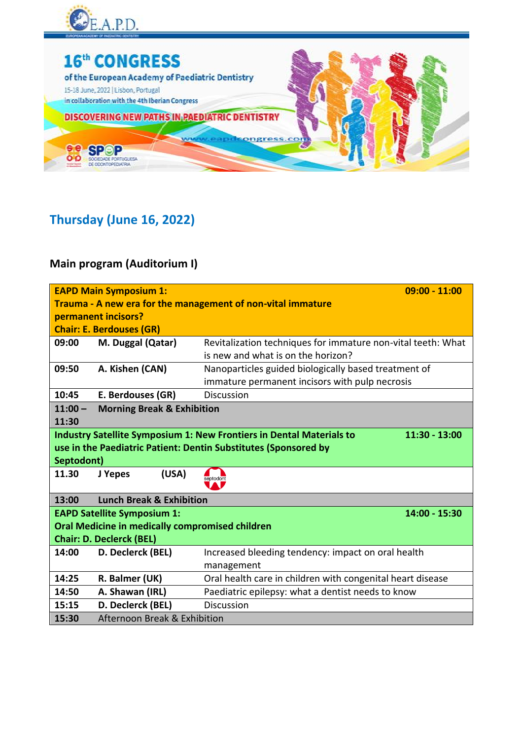## Thursday (June 16, 2022)

### Main program (Auditorium I)

| | | |
|---|---|---|
| **EAPD Main Symposium 1: Trauma - A new era for the management of non-vital immature permanent incisors? Chair: E. Berdouses (GR)** | | **09:00 - 11:00** |
| **09:00** | **M. Duggal (Qatar)** | Revitalization techniques for immature non-vital teeth: What is new and what is on the horizon? |
| **09:50** | **A. Kishen (CAN)** | Nanoparticles guided biologically based treatment of immature permanent incisors with pulp necrosis |
| **10:45** | **E. Berdouses (GR)** | Discussion |
| **11:00 – 11:30** | **Morning Break & Exhibition** | |
| **Industry Satellite Symposium 1: New Frontiers in Dental Materials to use in the Paediatric Patient: Dentin Substitutes (Sponsored by Septodont)** | | **11:30 - 13:00** |
| **11.30** | **J Yepes (USA)** | septodont |
| **13:00** | **Lunch Break & Exhibition** | |
| **EAPD Satellite Symposium 1: Oral Medicine in medically compromised children Chair: D. Declerck (BEL)** | | **14:00 - 15:30** |
| **14:00** | **D. Declerck (BEL)** | Increased bleeding tendency: impact on oral health management |
| **14:25** | **R. Balmer (UK)** | Oral health care in children with congenital heart disease |
| **14:50** | **A. Shawan (IRL)** | Paediatric epilepsy: what a dentist needs to know |
| **15:15** | **D. Declerck (BEL)** | Discussion |
| **15:30** | Afternoon Break & Exhibition | |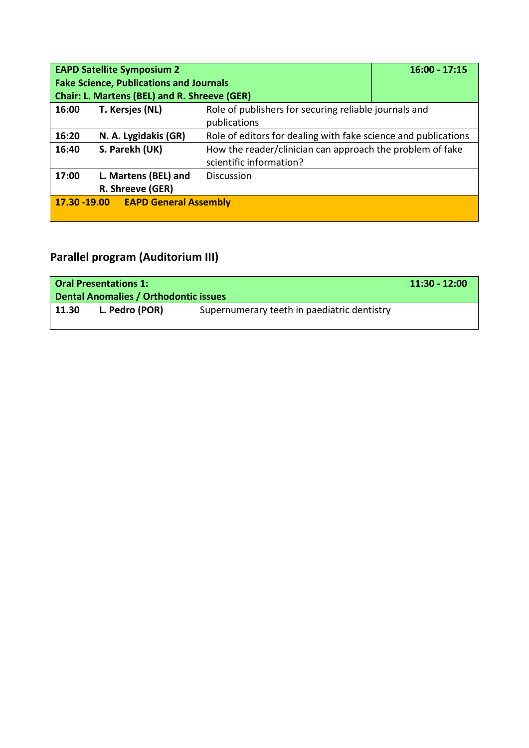| **EAPD Satellite Symposium 2**<br>**Fake Science, Publications and Journals**<br>**Chair: L. Martens (BEL) and R. Shreeve (GER)** | | | **16:00 - 17:15** |
|---|---|---|---|
| **16:00** | **T. Kersjes (NL)** | Role of publishers for securing reliable journals and publications | |
| **16:20** | **N. A. Lygidakis (GR)** | Role of editors for dealing with fake science and publications | |
| **16:40** | **S. Parekh (UK)** | How the reader/clinician can approach the problem of fake scientific information? | |
| **17:00** | **L. Martens (BEL) and R. Shreeve (GER)** | Discussion | |
| **17.30 -19.00** | **EAPD General Assembly** | | |

## Parallel program (Auditorium III)

| **Oral Presentations 1:**<br>**Dental Anomalies / Orthodontic issues** | | | **11:30 - 12:00** |
|---|---|---|---|
| **11.30** | **L. Pedro (POR)** | Supernumerary teeth in paediatric dentistry | |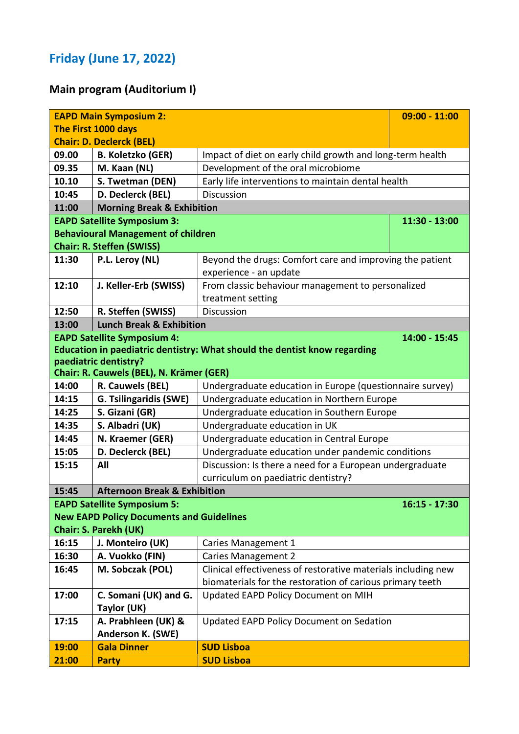## Friday (June 17, 2022)

### Main program (Auditorium I)

| | | | |
|---|---|---|---|
| **EAPD Main Symposium 2:<br>The First 1000 days<br>Chair: D. Declerck (BEL)** | | | **09:00 - 11:00** |
| **09.00** | **B. Koletzko (GER)** | Impact of diet on early child growth and long-term health | |
| **09.35** | **M. Kaan (NL)** | Development of the oral microbiome | |
| **10.10** | **S. Twetman (DEN)** | Early life interventions to maintain dental health | |
| **10:45** | **D. Declerck (BEL)** | Discussion | |
| **11:00** | **Morning Break & Exhibition** | | |
| **EAPD Satellite Symposium 3:<br>Behavioural Management of children<br>Chair: R. Steffen (SWISS)** | | | **11:30 - 13:00** |
| **11:30** | **P.L. Leroy (NL)** | Beyond the drugs: Comfort care and improving the patient experience - an update | |
| **12:10** | **J. Keller-Erb (SWISS)** | From classic behaviour management to personalized treatment setting | |
| **12:50** | **R. Steffen (SWISS)** | Discussion | |
| **13:00** | **Lunch Break & Exhibition** | | |
| **EAPD Satellite Symposium 4:<br>Education in paediatric dentistry: What should the dentist know regarding paediatric dentistry?<br>Chair: R. Cauwels (BEL), N. Krämer (GER)** | | | **14:00 - 15:45** |
| **14:00** | **R. Cauwels (BEL)** | Undergraduate education in Europe (questionnaire survey) | |
| **14:15** | **G. Tsilingaridis (SWE)** | Undergraduate education in Northern Europe | |
| **14:25** | **S. Gizani (GR)** | Undergraduate education in Southern Europe | |
| **14:35** | **S. Albadri (UK)** | Undergraduate education in UK | |
| **14:45** | **N. Kraemer (GER)** | Undergraduate education in Central Europe | |
| **15:05** | **D. Declerck (BEL)** | Undergraduate education under pandemic conditions | |
| **15:15** | **All** | Discussion: Is there a need for a European undergraduate curriculum on paediatric dentistry? | |
| **15:45** | **Afternoon Break & Exhibition** | | |
| **EAPD Satellite Symposium 5:<br>New EAPD Policy Documents and Guidelines<br>Chair: S. Parekh (UK)** | | | **16:15 - 17:30** |
| **16:15** | **J. Monteiro (UK)** | Caries Management 1 | |
| **16:30** | **A. Vuokko (FIN)** | Caries Management 2 | |
| **16:45** | **M. Sobczak (POL)** | Clinical effectiveness of restorative materials including new biomaterials for the restoration of carious primary teeth | |
| **17:00** | **C. Somani (UK) and G. Taylor (UK)** | Updated EAPD Policy Document on MIH | |
| **17:15** | **A. Prabhleen (UK) & Anderson K. (SWE)** | Updated EAPD Policy Document on Sedation | |
| **19:00** | **Gala Dinner** | **SUD Lisboa** | |
| **21:00** | **Party** | **SUD Lisboa** | |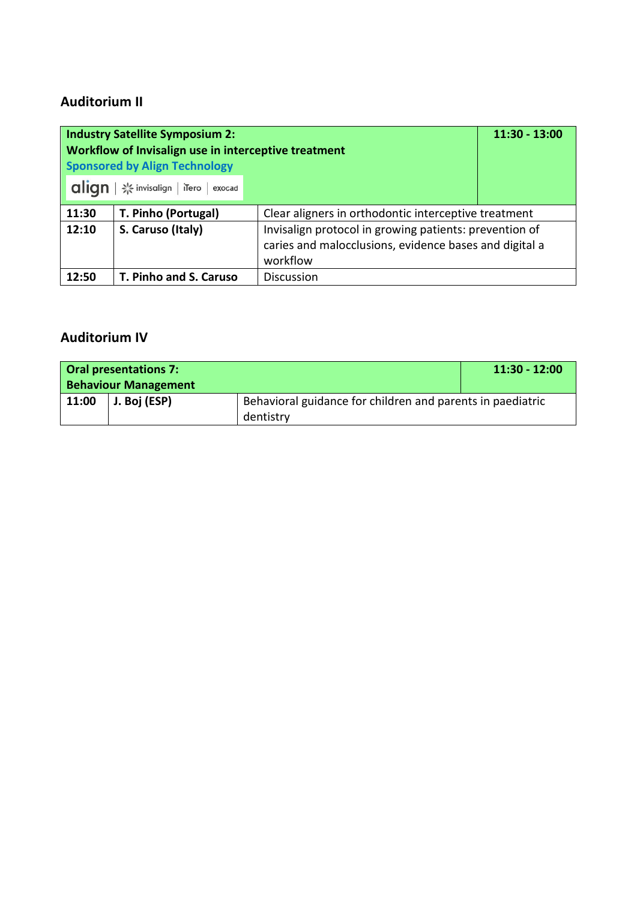## Auditorium II

| Industry Satellite Symposium 2: Workflow of Invisalign use in interceptive treatment Sponsored by Align Technology align \| invisalign \| iTero \| exocad | | 11:30 - 13:00 |
|---|---|---|
| **11:30** | **T. Pinho (Portugal)** | Clear aligners in orthodontic interceptive treatment |
| **12:10** | **S. Caruso (Italy)** | Invisalign protocol in growing patients: prevention of caries and malocclusions, evidence bases and digital a workflow |
| **12:50** | **T. Pinho and S. Caruso** | Discussion |

## Auditorium IV

| Oral presentations 7: Behaviour Management | | 11:30 - 12:00 |
|---|---|---|
| **11:00** | **J. Boj (ESP)** | Behavioral guidance for children and parents in paediatric dentistry |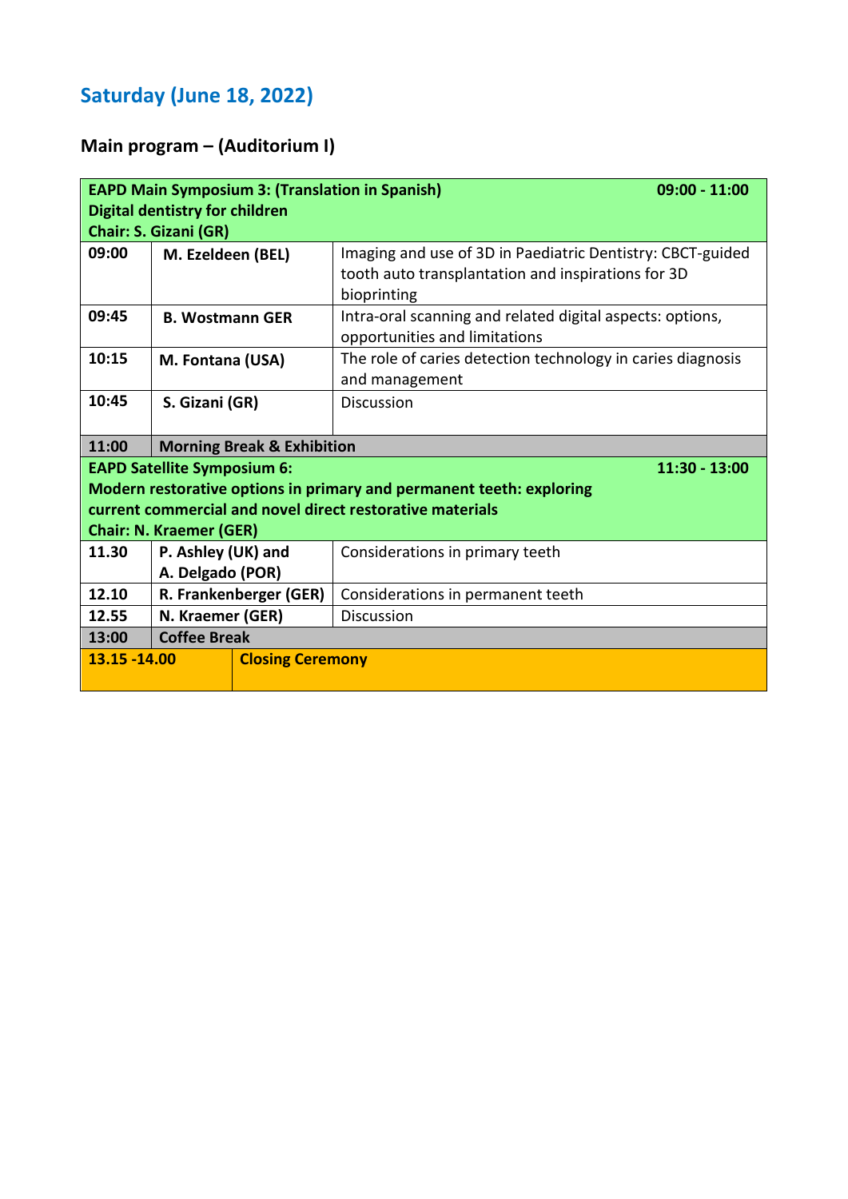## Saturday (June 18, 2022)

### Main program – (Auditorium I)

| | | |
|---|---|---|
| **EAPD Main Symposium 3: (Translation in Spanish)**<br>**Digital dentistry for children**<br>**Chair: S. Gizani (GR)** | | **09:00 - 11:00** |
| **09:00** | **M. Ezeldeen (BEL)** | Imaging and use of 3D in Paediatric Dentistry: CBCT-guided tooth auto transplantation and inspirations for 3D bioprinting |
| **09:45** | **B. Wostmann GER** | Intra-oral scanning and related digital aspects: options, opportunities and limitations |
| **10:15** | **M. Fontana (USA)** | The role of caries detection technology in caries diagnosis and management |
| **10:45** | **S. Gizani (GR)** | Discussion |
| **11:00** | **Morning Break & Exhibition** | |
| **EAPD Satellite Symposium 6:**<br>**Modern restorative options in primary and permanent teeth: exploring current commercial and novel direct restorative materials**<br>**Chair: N. Kraemer (GER)** | | **11:30 - 13:00** |
| **11.30** | **P. Ashley (UK) and A. Delgado (POR)** | Considerations in primary teeth |
| **12.10** | **R. Frankenberger (GER)** | Considerations in permanent teeth |
| **12.55** | **N. Kraemer (GER)** | Discussion |
| **13:00** | **Coffee Break** | |
| **13.15 -14.00** | **Closing Ceremony** | |